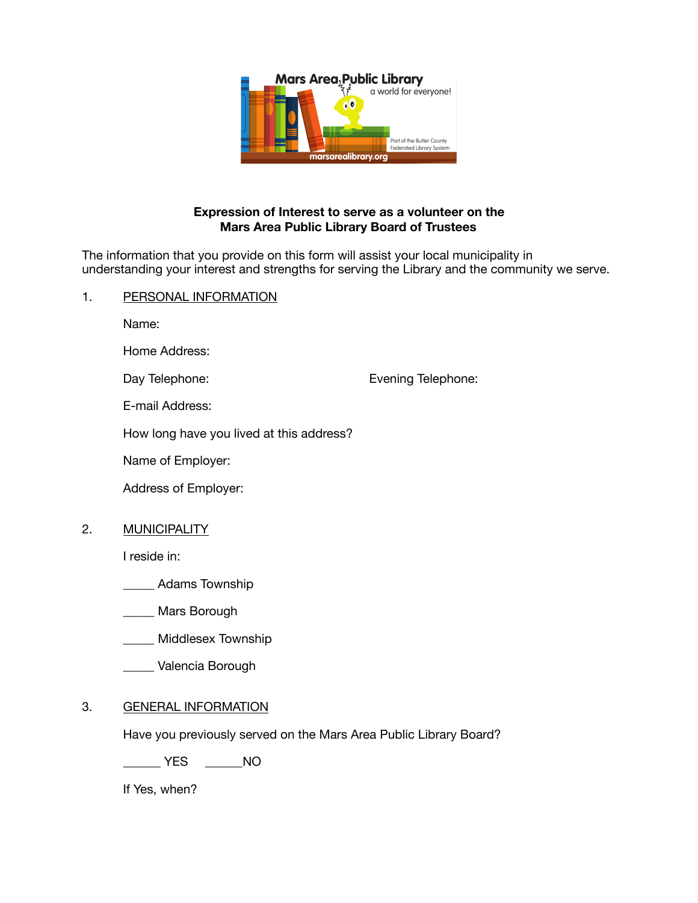**Expression of Interest to serve as a volunteer on the Mars Area Public Library Board of Trustees**

The information that you provide on this form will assist your local municipality in understanding your interest and strengths for serving the Library and the community we serve.

1. PERSONAL INFORMATION

   Name:

   Home Address:

   Day Telephone: Evening Telephone:

   E-mail Address:

   How long have you lived at this address?

   Name of Employer:

   Address of Employer:

2. MUNICIPALITY

   I reside in:

   _____ Adams Township

   _____ Mars Borough

   _____ Middlesex Township

   _____ Valencia Borough

3. GENERAL INFORMATION

   Have you previously served on the Mars Area Public Library Board?

   ______ YES ______NO

   If Yes, when?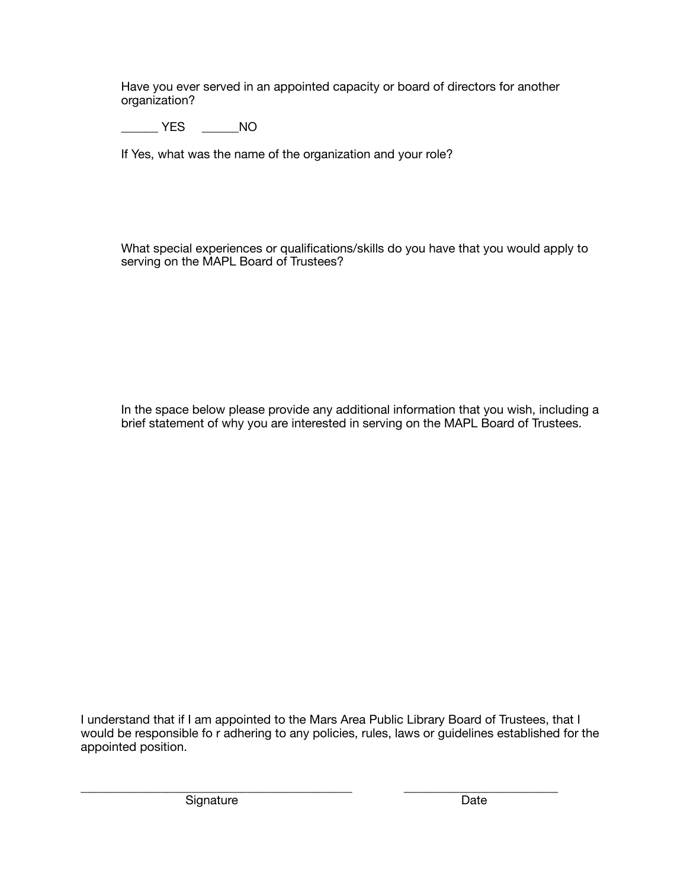Have you ever served in an appointed capacity or board of directors for another organization?

______ YES ______NO

If Yes, what was the name of the organization and your role?

What special experiences or qualifications/skills do you have that you would apply to serving on the MAPL Board of Trustees?

In the space below please provide any additional information that you wish, including a brief statement of why you are interested in serving on the MAPL Board of Trustees.

I understand that if I am appointed to the Mars Area Public Library Board of Trustees, that I would be responsible fo r adhering to any policies, rules, laws or guidelines established for the appointed position.

_____________________________________________ _________________________

Signature Date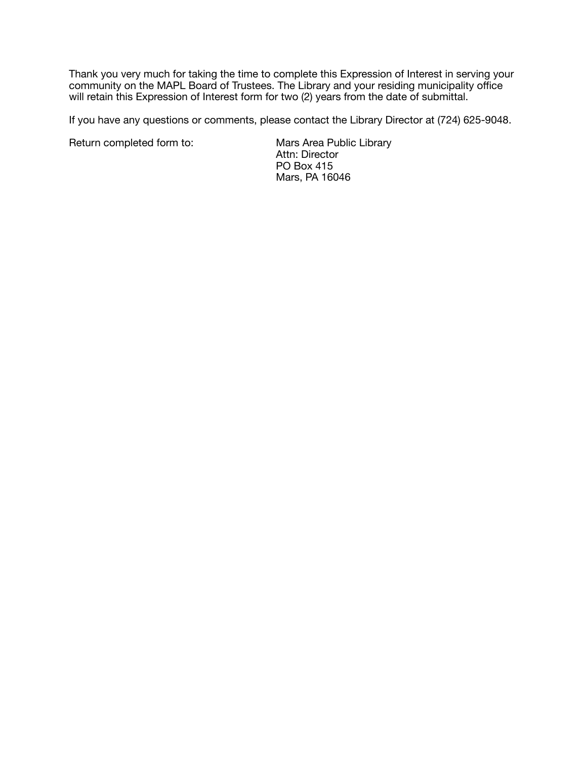Thank you very much for taking the time to complete this Expression of Interest in serving your community on the MAPL Board of Trustees. The Library and your residing municipality office will retain this Expression of Interest form for two (2) years from the date of submittal.

If you have any questions or comments, please contact the Library Director at (724) 625-9048.

Return completed form to:

Mars Area Public Library
Attn: Director
PO Box 415
Mars, PA 16046